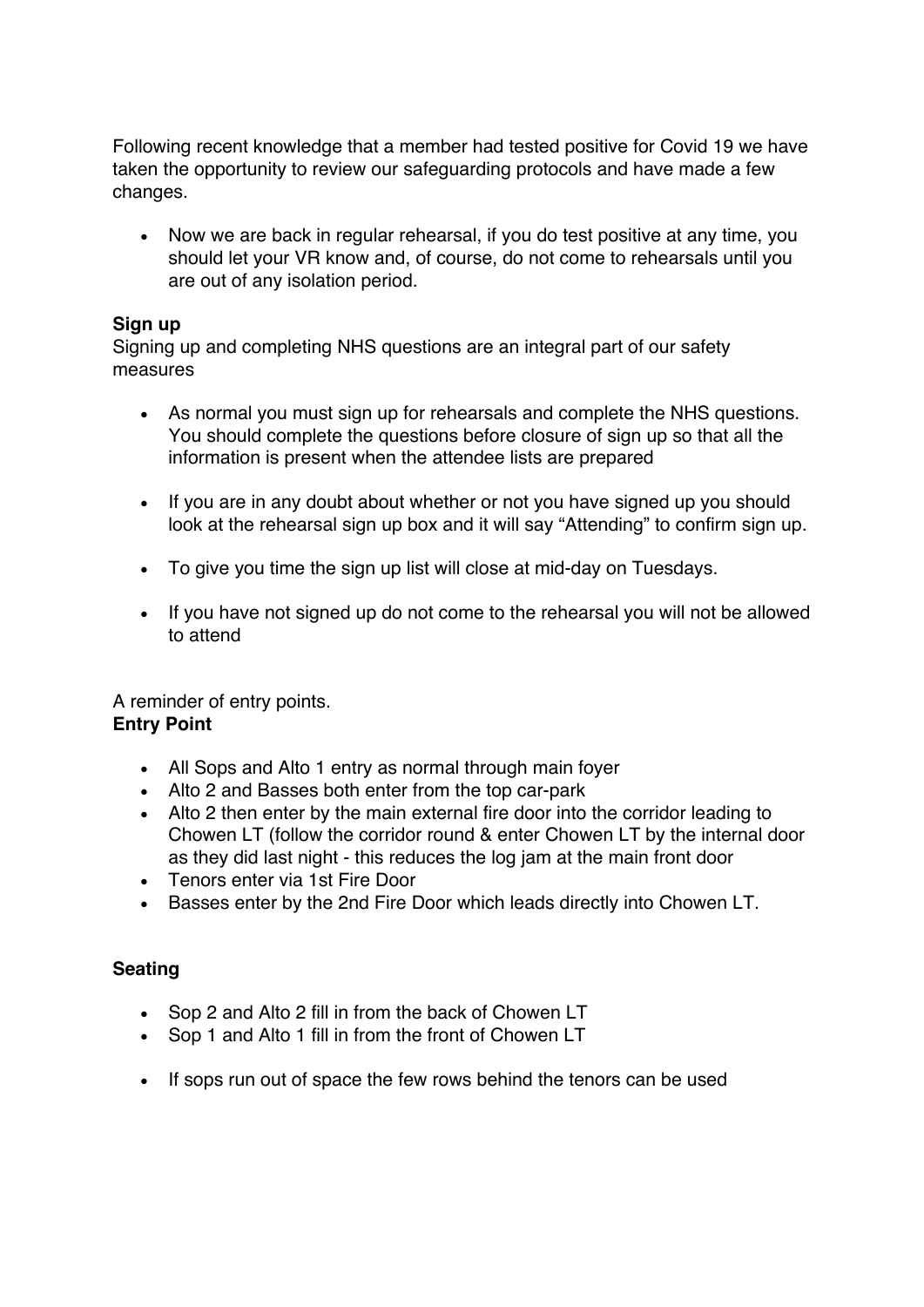Following recent knowledge that a member had tested positive for Covid 19 we have taken the opportunity to review our safeguarding protocols and have made a few changes.

- Now we are back in regular rehearsal, if you do test positive at any time, you should let your VR know and, of course, do not come to rehearsals until you are out of any isolation period.

**Sign up**

Signing up and completing NHS questions are an integral part of our safety measures

- As normal you must sign up for rehearsals and complete the NHS questions. You should complete the questions before closure of sign up so that all the information is present when the attendee lists are prepared

- If you are in any doubt about whether or not you have signed up you should look at the rehearsal sign up box and it will say "Attending" to confirm sign up.

- To give you time the sign up list will close at mid-day on Tuesdays.

- If you have not signed up do not come to the rehearsal you will not be allowed to attend

A reminder of entry points.

**Entry Point**

- All Sops and Alto 1 entry as normal through main foyer
- Alto 2 and Basses both enter from the top car-park
- Alto 2 then enter by the main external fire door into the corridor leading to Chowen LT (follow the corridor round & enter Chowen LT by the internal door as they did last night - this reduces the log jam at the main front door
- Tenors enter via 1st Fire Door
- Basses enter by the 2nd Fire Door which leads directly into Chowen LT.

**Seating**

- Sop 2 and Alto 2 fill in from the back of Chowen LT
- Sop 1 and Alto 1 fill in from the front of Chowen LT

- If sops run out of space the few rows behind the tenors can be used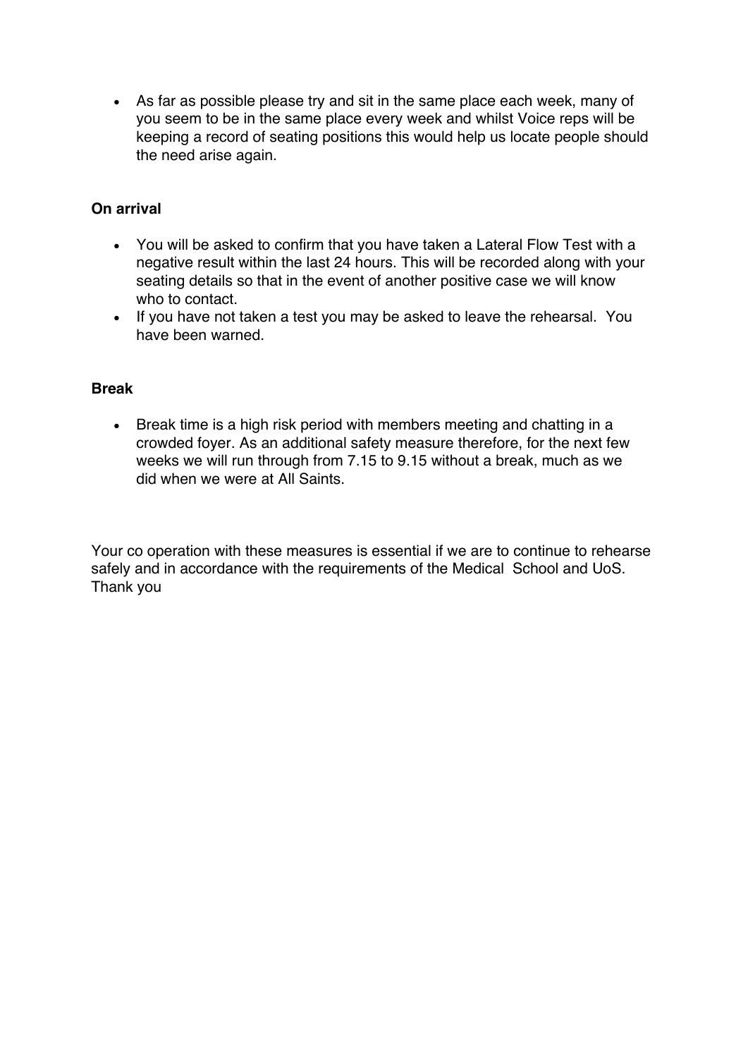- As far as possible please try and sit in the same place each week, many of you seem to be in the same place every week and whilst Voice reps will be keeping a record of seating positions this would help us locate people should the need arise again.

**On arrival**

- You will be asked to confirm that you have taken a Lateral Flow Test with a negative result within the last 24 hours. This will be recorded along with your seating details so that in the event of another positive case we will know who to contact.
- If you have not taken a test you may be asked to leave the rehearsal. You have been warned.

**Break**

- Break time is a high risk period with members meeting and chatting in a crowded foyer. As an additional safety measure therefore, for the next few weeks we will run through from 7.15 to 9.15 without a break, much as we did when we were at All Saints.

Your co operation with these measures is essential if we are to continue to rehearse safely and in accordance with the requirements of the Medical School and UoS. Thank you